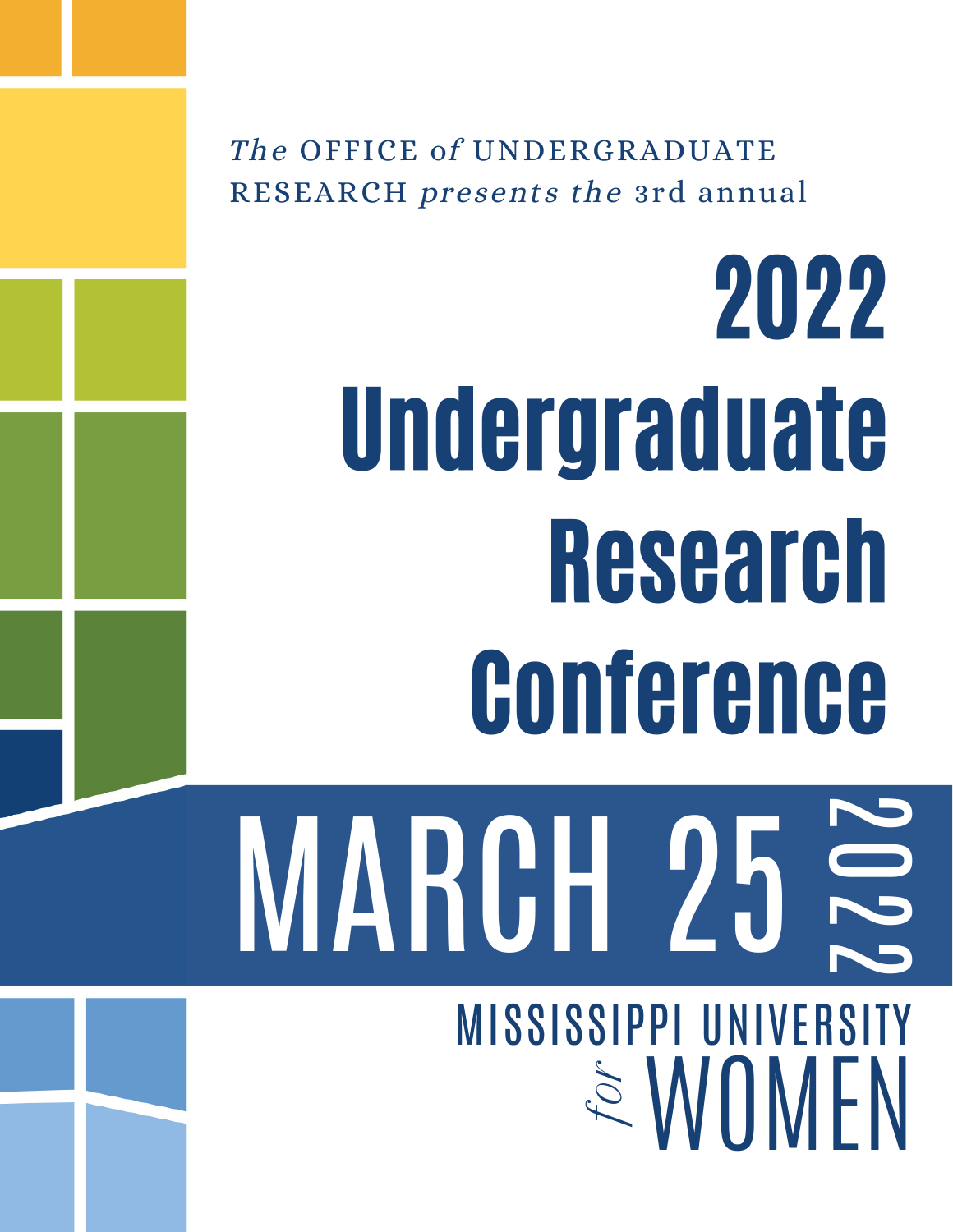*The* OFFICE *of* UNDERGRADUATE RESEARCH *presents the* 3rd annual

# 2022 Undergraduate Research Conference

## MARCH 25 2022

MISSISSIPPI UNIVERSITY *for* WOMEN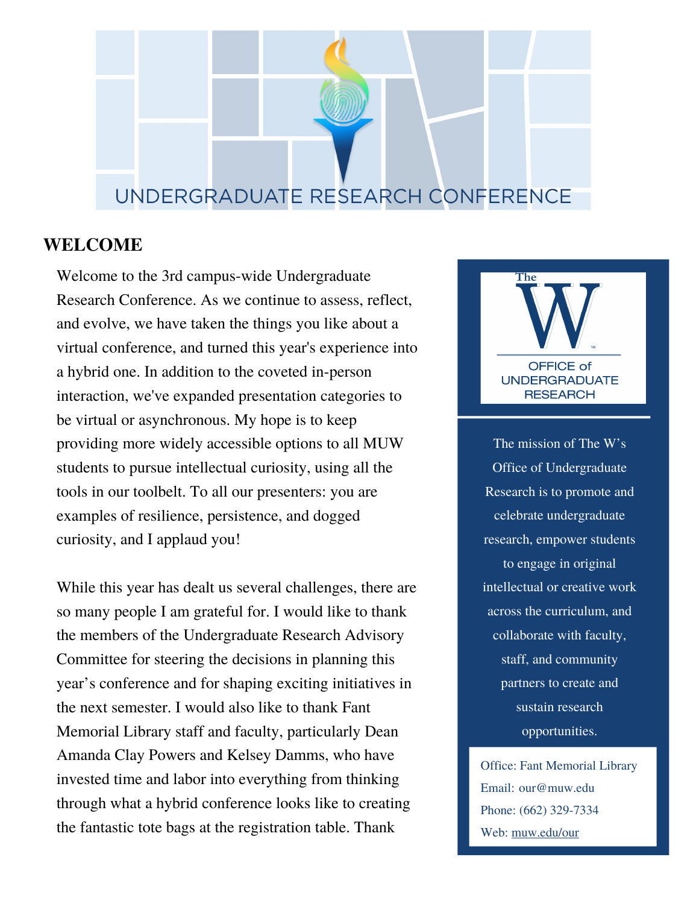# UNDERGRADUATE RESEARCH CONFERENCE

## WELCOME

Welcome to the 3rd campus-wide Undergraduate Research Conference. As we continue to assess, reflect, and evolve, we have taken the things you like about a virtual conference, and turned this year's experience into a hybrid one. In addition to the coveted in-person interaction, we've expanded presentation categories to be virtual or asynchronous. My hope is to keep providing more widely accessible options to all MUW students to pursue intellectual curiosity, using all the tools in our toolbelt. To all our presenters: you are examples of resilience, persistence, and dogged curiosity, and I applaud you!

While this year has dealt us several challenges, there are so many people I am grateful for. I would like to thank the members of the Undergraduate Research Advisory Committee for steering the decisions in planning this year's conference and for shaping exciting initiatives in the next semester. I would also like to thank Fant Memorial Library staff and faculty, particularly Dean Amanda Clay Powers and Kelsey Damms, who have invested time and labor into everything from thinking through what a hybrid conference looks like to creating the fantastic tote bags at the registration table. Thank

The W™

OFFICE of UNDERGRADUATE RESEARCH

The mission of The W's Office of Undergraduate Research is to promote and celebrate undergraduate research, empower students to engage in original intellectual or creative work across the curriculum, and collaborate with faculty, staff, and community partners to create and sustain research opportunities.

Office: Fant Memorial Library
Email: our@muw.edu
Phone: (662) 329-7334
Web: muw.edu/our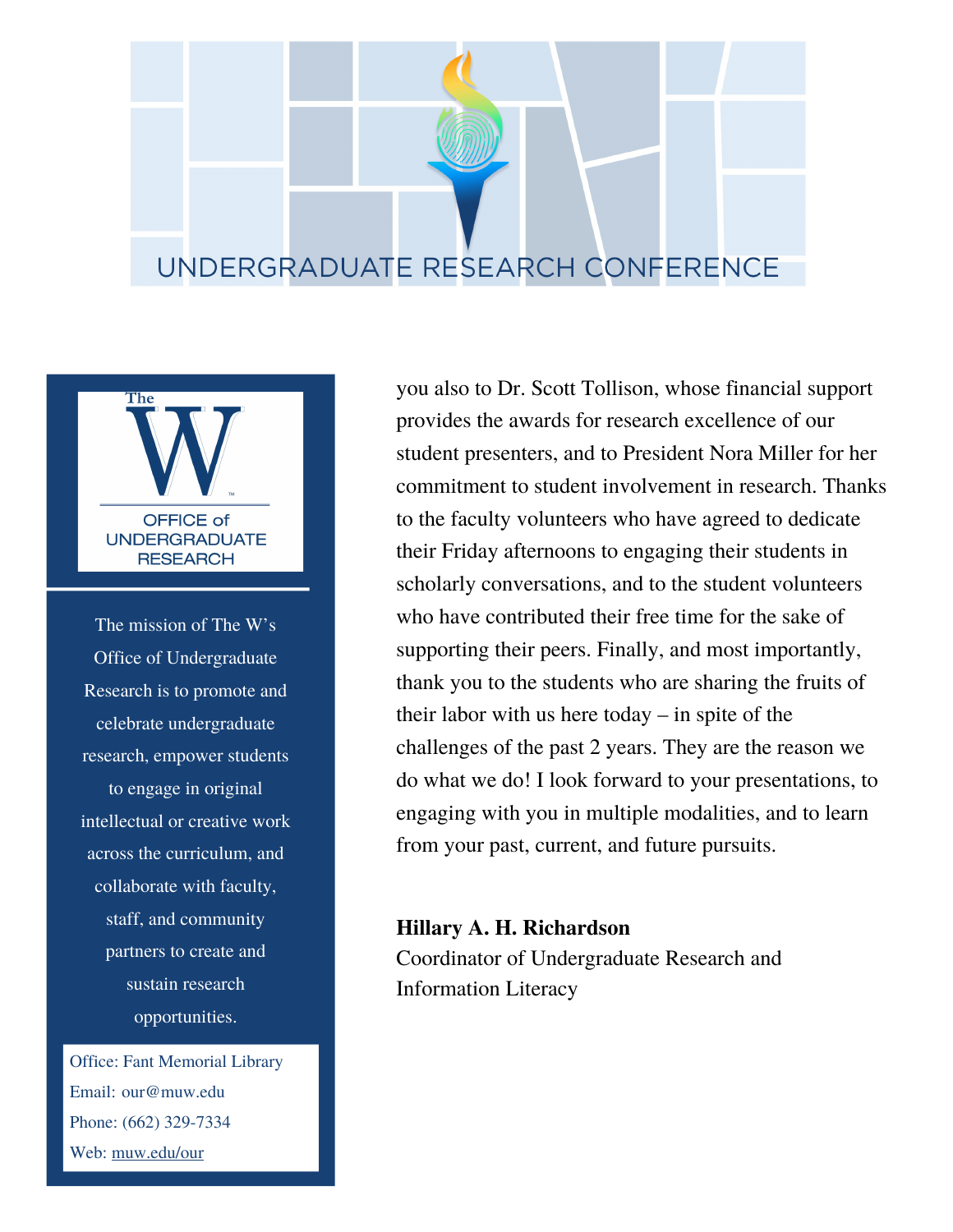# UNDERGRADUATE RESEARCH CONFERENCE

The W

OFFICE of UNDERGRADUATE RESEARCH

The mission of The W's Office of Undergraduate Research is to promote and celebrate undergraduate research, empower students to engage in original intellectual or creative work across the curriculum, and collaborate with faculty, staff, and community partners to create and sustain research opportunities.

Office: Fant Memorial Library
Email: our@muw.edu
Phone: (662) 329-7334
Web: muw.edu/our

you also to Dr. Scott Tollison, whose financial support provides the awards for research excellence of our student presenters, and to President Nora Miller for her commitment to student involvement in research. Thanks to the faculty volunteers who have agreed to dedicate their Friday afternoons to engaging their students in scholarly conversations, and to the student volunteers who have contributed their free time for the sake of supporting their peers. Finally, and most importantly, thank you to the students who are sharing the fruits of their labor with us here today – in spite of the challenges of the past 2 years. They are the reason we do what we do! I look forward to your presentations, to engaging with you in multiple modalities, and to learn from your past, current, and future pursuits.

**Hillary A. H. Richardson**
Coordinator of Undergraduate Research and Information Literacy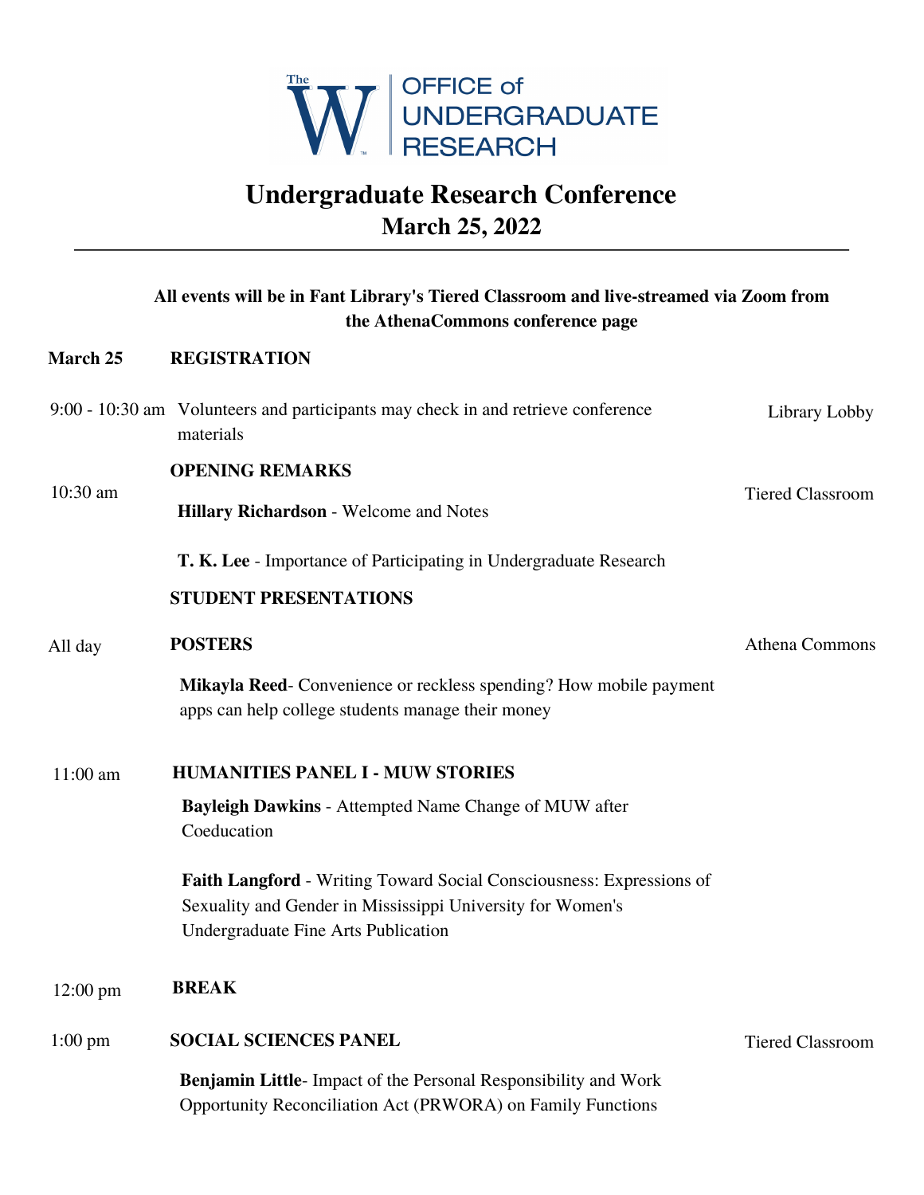The W | OFFICE of UNDERGRADUATE RESEARCH

# Undergraduate Research Conference
## March 25, 2022

---

**All events will be in Fant Library's Tiered Classroom and live-streamed via Zoom from the AthenaCommons conference page**

**March 25** **REGISTRATION**

9:00 - 10:30 am Volunteers and participants may check in and retrieve conference materials — Library Lobby

**OPENING REMARKS**

10:30 am — Tiered Classroom

**Hillary Richardson** - Welcome and Notes

**T. K. Lee** - Importance of Participating in Undergraduate Research

**STUDENT PRESENTATIONS**

All day **POSTERS** — Athena Commons

**Mikayla Reed**- Convenience or reckless spending? How mobile payment apps can help college students manage their money

11:00 am **HUMANITIES PANEL I - MUW STORIES**

**Bayleigh Dawkins** - Attempted Name Change of MUW after Coeducation

**Faith Langford** - Writing Toward Social Consciousness: Expressions of Sexuality and Gender in Mississippi University for Women's Undergraduate Fine Arts Publication

12:00 pm **BREAK**

1:00 pm **SOCIAL SCIENCES PANEL** — Tiered Classroom

**Benjamin Little**- Impact of the Personal Responsibility and Work Opportunity Reconciliation Act (PRWORA) on Family Functions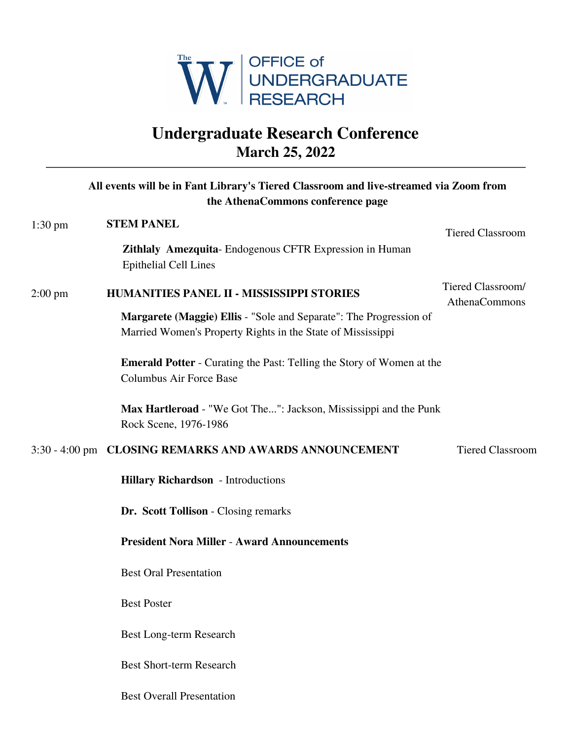The W | OFFICE of UNDERGRADUATE RESEARCH

# Undergraduate Research Conference
## March 25, 2022

---

**All events will be in Fant Library's Tiered Classroom and live-streamed via Zoom from the AthenaCommons conference page**

1:30 pm **STEM PANEL** — Tiered Classroom

**Zithlaly Amezquita**- Endogenous CFTR Expression in Human Epithelial Cell Lines

2:00 pm **HUMANITIES PANEL II - MISSISSIPPI STORIES** — Tiered Classroom/ AthenaCommons

**Margarete (Maggie) Ellis** - "Sole and Separate": The Progression of Married Women's Property Rights in the State of Mississippi

**Emerald Potter** - Curating the Past: Telling the Story of Women at the Columbus Air Force Base

**Max Hartleroad** - "We Got The...": Jackson, Mississippi and the Punk Rock Scene, 1976-1986

3:30 - 4:00 pm **CLOSING REMARKS AND AWARDS ANNOUNCEMENT** — Tiered Classroom

**Hillary Richardson** - Introductions

**Dr. Scott Tollison** - Closing remarks

**President Nora Miller** - **Award Announcements**

Best Oral Presentation

Best Poster

Best Long-term Research

Best Short-term Research

Best Overall Presentation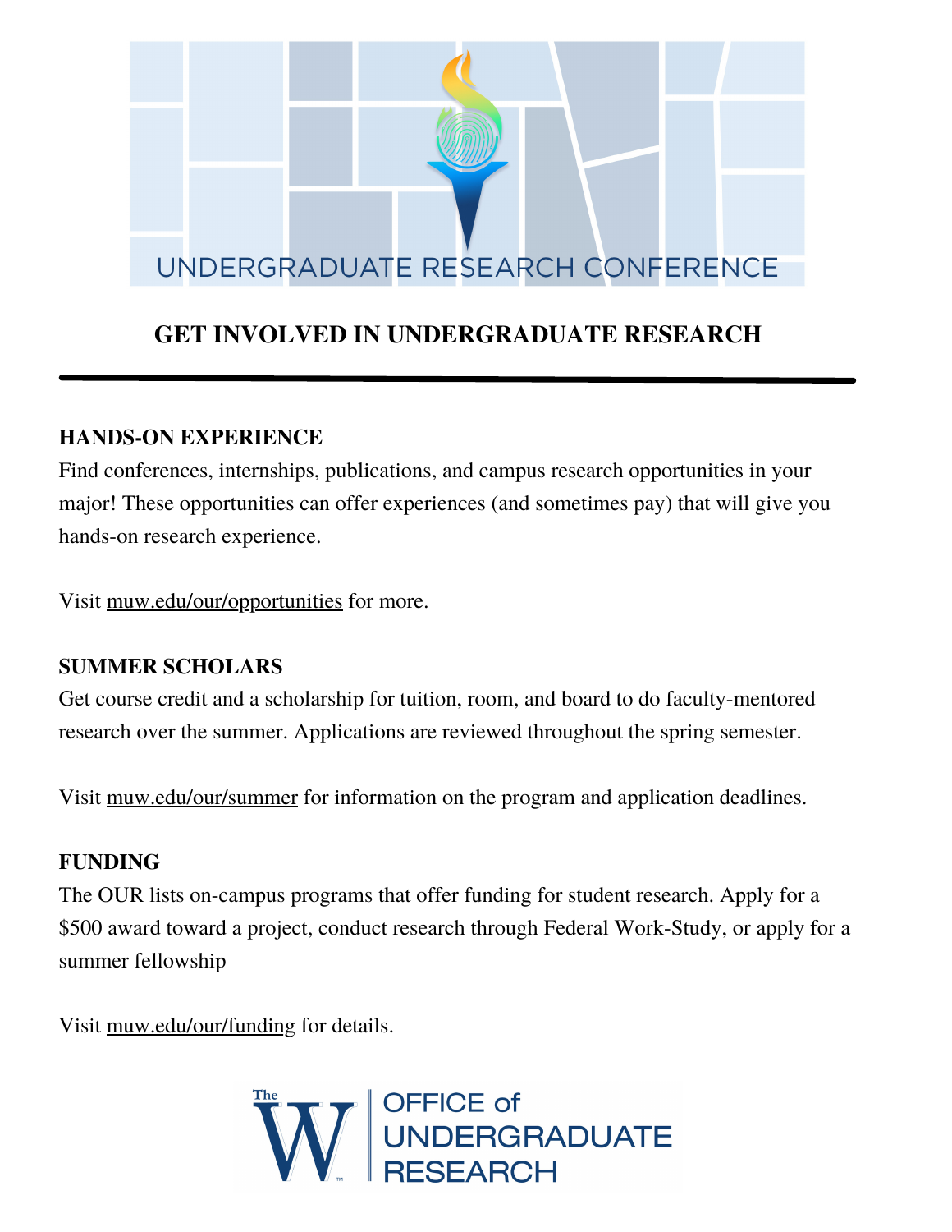UNDERGRADUATE RESEARCH CONFERENCE

# GET INVOLVED IN UNDERGRADUATE RESEARCH

## HANDS-ON EXPERIENCE

Find conferences, internships, publications, and campus research opportunities in your major! These opportunities can offer experiences (and sometimes pay) that will give you hands-on research experience.

Visit muw.edu/our/opportunities for more.

## SUMMER SCHOLARS

Get course credit and a scholarship for tuition, room, and board to do faculty-mentored research over the summer. Applications are reviewed throughout the spring semester.

Visit muw.edu/our/summer for information on the program and application deadlines.

## FUNDING

The OUR lists on-campus programs that offer funding for student research. Apply for a $500 award toward a project, conduct research through Federal Work-Study, or apply for a summer fellowship

Visit muw.edu/our/funding for details.

The W | OFFICE of UNDERGRADUATE RESEARCH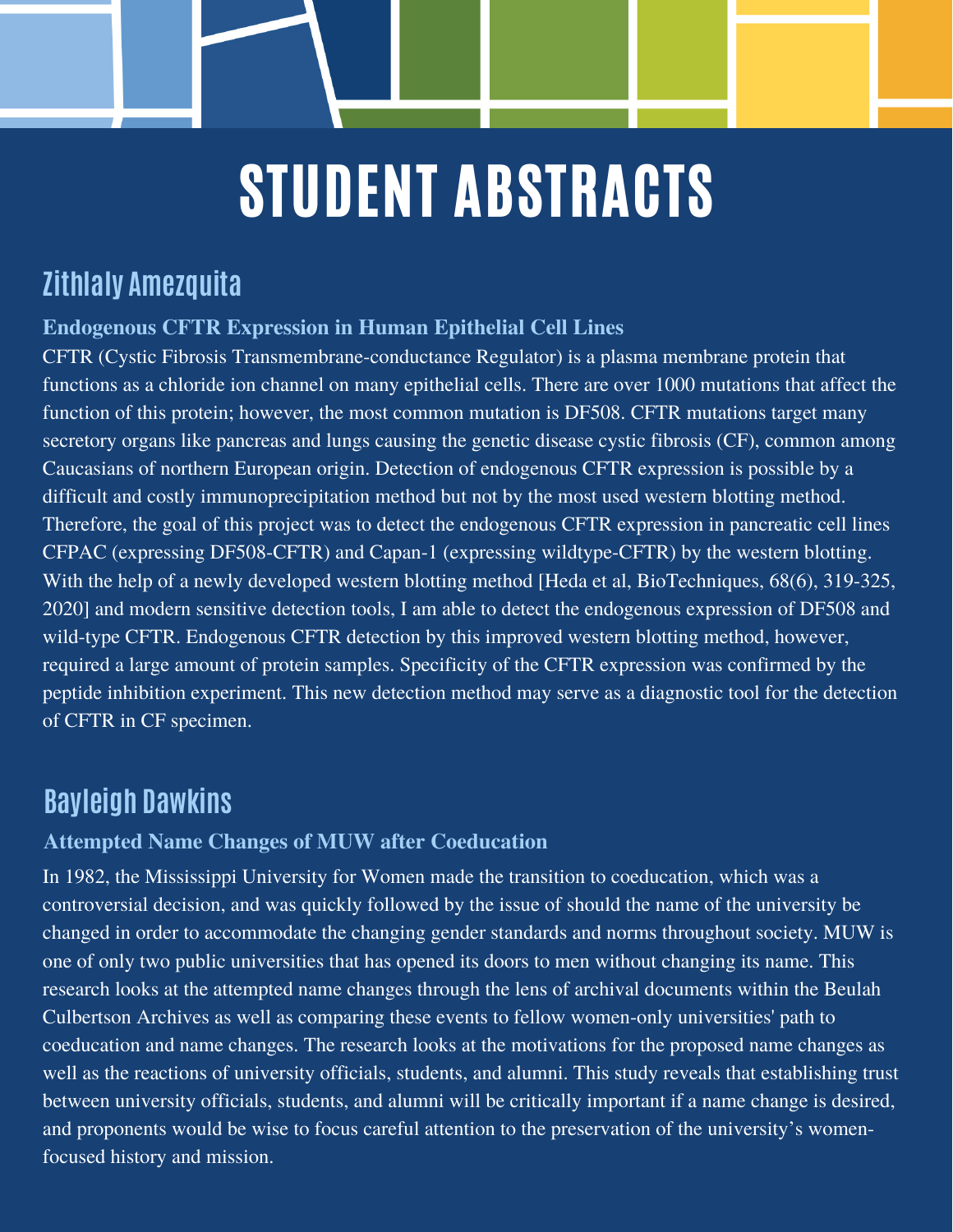# STUDENT ABSTRACTS

## Zithlaly Amezquita

### Endogenous CFTR Expression in Human Epithelial Cell Lines

CFTR (Cystic Fibrosis Transmembrane-conductance Regulator) is a plasma membrane protein that functions as a chloride ion channel on many epithelial cells. There are over 1000 mutations that affect the function of this protein; however, the most common mutation is DF508. CFTR mutations target many secretory organs like pancreas and lungs causing the genetic disease cystic fibrosis (CF), common among Caucasians of northern European origin. Detection of endogenous CFTR expression is possible by a difficult and costly immunoprecipitation method but not by the most used western blotting method. Therefore, the goal of this project was to detect the endogenous CFTR expression in pancreatic cell lines CFPAC (expressing DF508-CFTR) and Capan-1 (expressing wildtype-CFTR) by the western blotting. With the help of a newly developed western blotting method [Heda et al, BioTechniques, 68(6), 319-325, 2020] and modern sensitive detection tools, I am able to detect the endogenous expression of DF508 and wild-type CFTR. Endogenous CFTR detection by this improved western blotting method, however, required a large amount of protein samples. Specificity of the CFTR expression was confirmed by the peptide inhibition experiment. This new detection method may serve as a diagnostic tool for the detection of CFTR in CF specimen.

## Bayleigh Dawkins

### Attempted Name Changes of MUW after Coeducation

In 1982, the Mississippi University for Women made the transition to coeducation, which was a controversial decision, and was quickly followed by the issue of should the name of the university be changed in order to accommodate the changing gender standards and norms throughout society. MUW is one of only two public universities that has opened its doors to men without changing its name. This research looks at the attempted name changes through the lens of archival documents within the Beulah Culbertson Archives as well as comparing these events to fellow women-only universities' path to coeducation and name changes. The research looks at the motivations for the proposed name changes as well as the reactions of university officials, students, and alumni. This study reveals that establishing trust between university officials, students, and alumni will be critically important if a name change is desired, and proponents would be wise to focus careful attention to the preservation of the university's women-focused history and mission.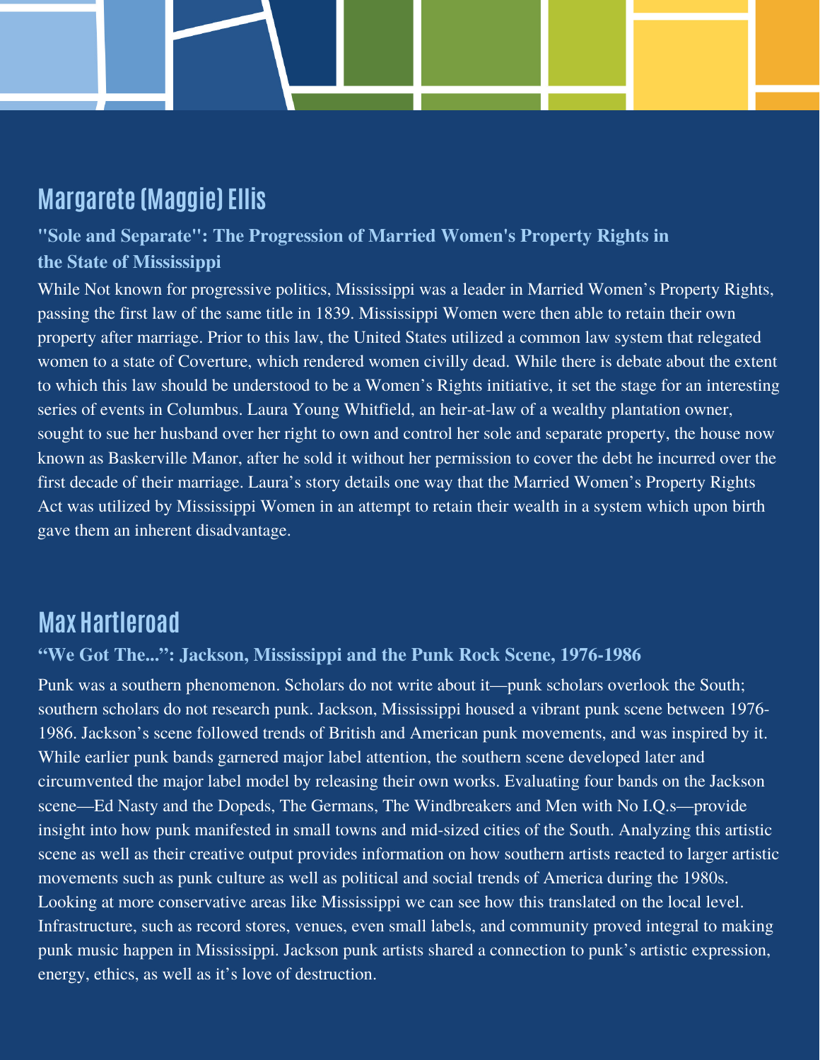## Margarete (Maggie) Ellis

### "Sole and Separate": The Progression of Married Women's Property Rights in the State of Mississippi

While Not known for progressive politics, Mississippi was a leader in Married Women's Property Rights, passing the first law of the same title in 1839. Mississippi Women were then able to retain their own property after marriage. Prior to this law, the United States utilized a common law system that relegated women to a state of Coverture, which rendered women civilly dead. While there is debate about the extent to which this law should be understood to be a Women's Rights initiative, it set the stage for an interesting series of events in Columbus. Laura Young Whitfield, an heir-at-law of a wealthy plantation owner, sought to sue her husband over her right to own and control her sole and separate property, the house now known as Baskerville Manor, after he sold it without her permission to cover the debt he incurred over the first decade of their marriage. Laura's story details one way that the Married Women's Property Rights Act was utilized by Mississippi Women in an attempt to retain their wealth in a system which upon birth gave them an inherent disadvantage.

## Max Hartleroad

### "We Got The...": Jackson, Mississippi and the Punk Rock Scene, 1976-1986

Punk was a southern phenomenon. Scholars do not write about it—punk scholars overlook the South; southern scholars do not research punk. Jackson, Mississippi housed a vibrant punk scene between 1976-1986. Jackson's scene followed trends of British and American punk movements, and was inspired by it. While earlier punk bands garnered major label attention, the southern scene developed later and circumvented the major label model by releasing their own works. Evaluating four bands on the Jackson scene—Ed Nasty and the Dopeds, The Germans, The Windbreakers and Men with No I.Q.s—provide insight into how punk manifested in small towns and mid-sized cities of the South. Analyzing this artistic scene as well as their creative output provides information on how southern artists reacted to larger artistic movements such as punk culture as well as political and social trends of America during the 1980s. Looking at more conservative areas like Mississippi we can see how this translated on the local level. Infrastructure, such as record stores, venues, even small labels, and community proved integral to making punk music happen in Mississippi. Jackson punk artists shared a connection to punk's artistic expression, energy, ethics, as well as it's love of destruction.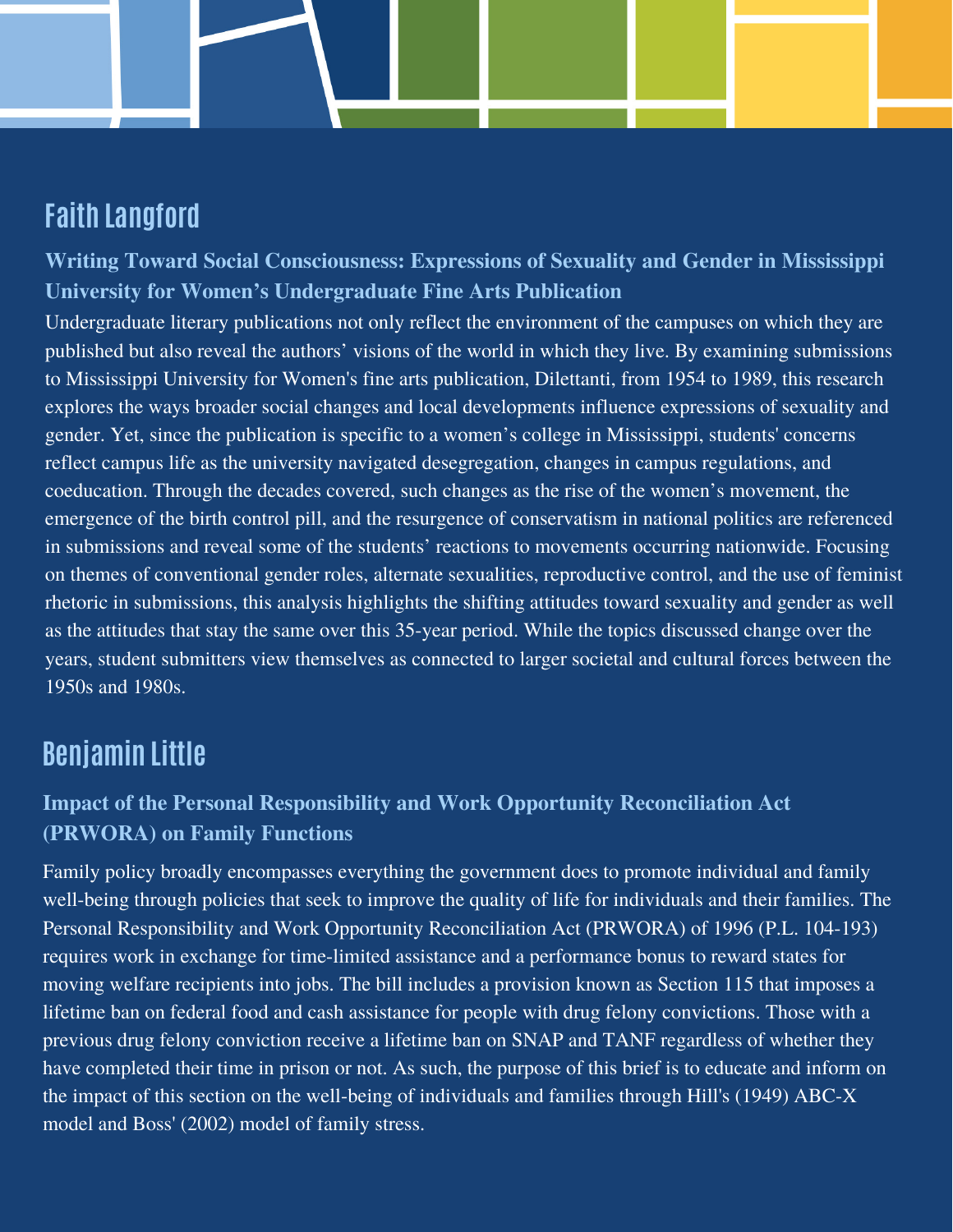## Faith Langford

### Writing Toward Social Consciousness: Expressions of Sexuality and Gender in Mississippi University for Women's Undergraduate Fine Arts Publication

Undergraduate literary publications not only reflect the environment of the campuses on which they are published but also reveal the authors' visions of the world in which they live. By examining submissions to Mississippi University for Women's fine arts publication, Dilettanti, from 1954 to 1989, this research explores the ways broader social changes and local developments influence expressions of sexuality and gender. Yet, since the publication is specific to a women's college in Mississippi, students' concerns reflect campus life as the university navigated desegregation, changes in campus regulations, and coeducation. Through the decades covered, such changes as the rise of the women's movement, the emergence of the birth control pill, and the resurgence of conservatism in national politics are referenced in submissions and reveal some of the students' reactions to movements occurring nationwide. Focusing on themes of conventional gender roles, alternate sexualities, reproductive control, and the use of feminist rhetoric in submissions, this analysis highlights the shifting attitudes toward sexuality and gender as well as the attitudes that stay the same over this 35-year period. While the topics discussed change over the years, student submitters view themselves as connected to larger societal and cultural forces between the 1950s and 1980s.

## Benjamin Little

### Impact of the Personal Responsibility and Work Opportunity Reconciliation Act (PRWORA) on Family Functions

Family policy broadly encompasses everything the government does to promote individual and family well-being through policies that seek to improve the quality of life for individuals and their families. The Personal Responsibility and Work Opportunity Reconciliation Act (PRWORA) of 1996 (P.L. 104-193) requires work in exchange for time-limited assistance and a performance bonus to reward states for moving welfare recipients into jobs. The bill includes a provision known as Section 115 that imposes a lifetime ban on federal food and cash assistance for people with drug felony convictions. Those with a previous drug felony conviction receive a lifetime ban on SNAP and TANF regardless of whether they have completed their time in prison or not. As such, the purpose of this brief is to educate and inform on the impact of this section on the well-being of individuals and families through Hill's (1949) ABC-X model and Boss' (2002) model of family stress.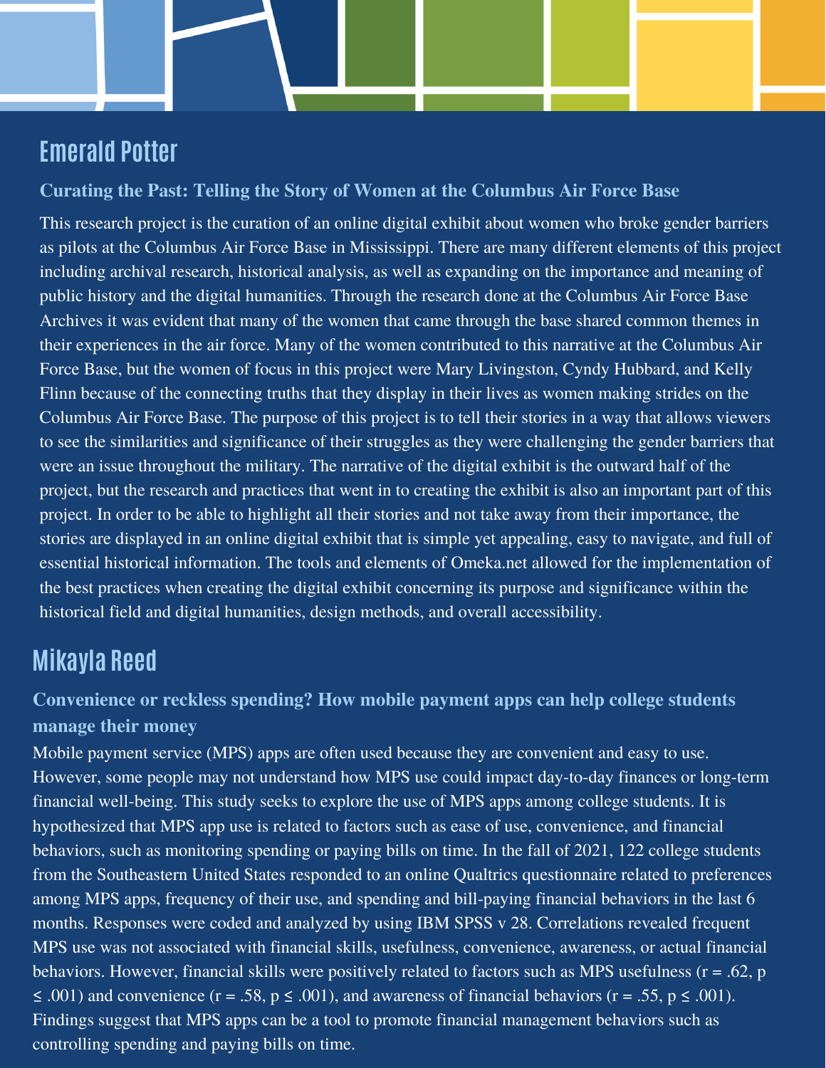## Emerald Potter

### Curating the Past: Telling the Story of Women at the Columbus Air Force Base

This research project is the curation of an online digital exhibit about women who broke gender barriers as pilots at the Columbus Air Force Base in Mississippi. There are many different elements of this project including archival research, historical analysis, as well as expanding on the importance and meaning of public history and the digital humanities. Through the research done at the Columbus Air Force Base Archives it was evident that many of the women that came through the base shared common themes in their experiences in the air force. Many of the women contributed to this narrative at the Columbus Air Force Base, but the women of focus in this project were Mary Livingston, Cyndy Hubbard, and Kelly Flinn because of the connecting truths that they display in their lives as women making strides on the Columbus Air Force Base. The purpose of this project is to tell their stories in a way that allows viewers to see the similarities and significance of their struggles as they were challenging the gender barriers that were an issue throughout the military. The narrative of the digital exhibit is the outward half of the project, but the research and practices that went in to creating the exhibit is also an important part of this project. In order to be able to highlight all their stories and not take away from their importance, the stories are displayed in an online digital exhibit that is simple yet appealing, easy to navigate, and full of essential historical information. The tools and elements of Omeka.net allowed for the implementation of the best practices when creating the digital exhibit concerning its purpose and significance within the historical field and digital humanities, design methods, and overall accessibility.

## Mikayla Reed

### Convenience or reckless spending? How mobile payment apps can help college students manage their money

Mobile payment service (MPS) apps are often used because they are convenient and easy to use. However, some people may not understand how MPS use could impact day-to-day finances or long-term financial well-being. This study seeks to explore the use of MPS apps among college students. It is hypothesized that MPS app use is related to factors such as ease of use, convenience, and financial behaviors, such as monitoring spending or paying bills on time. In the fall of 2021, 122 college students from the Southeastern United States responded to an online Qualtrics questionnaire related to preferences among MPS apps, frequency of their use, and spending and bill-paying financial behaviors in the last 6 months. Responses were coded and analyzed by using IBM SPSS v 28. Correlations revealed frequent MPS use was not associated with financial skills, usefulness, convenience, awareness, or actual financial behaviors. However, financial skills were positively related to factors such as MPS usefulness ($r = .62$, $p \leq .001$) and convenience ($r = .58$, $p \leq .001$), and awareness of financial behaviors ($r = .55$, $p \leq .001$). Findings suggest that MPS apps can be a tool to promote financial management behaviors such as controlling spending and paying bills on time.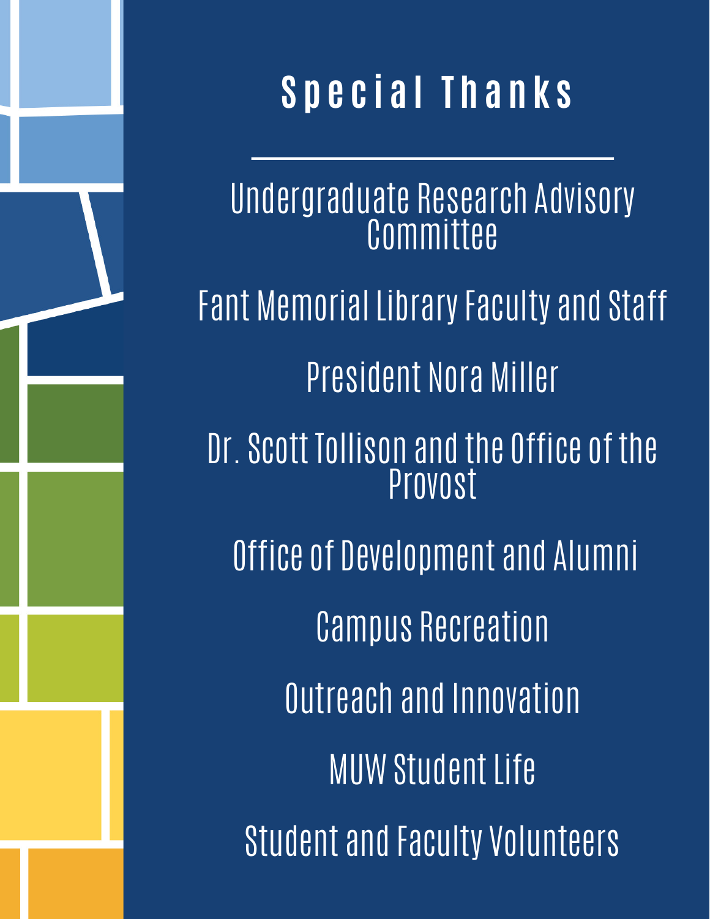# Special Thanks

Undergraduate Research Advisory Committee

Fant Memorial Library Faculty and Staff

President Nora Miller

Dr. Scott Tollison and the Office of the Provost

Office of Development and Alumni

Campus Recreation

Outreach and Innovation

MUW Student Life

Student and Faculty Volunteers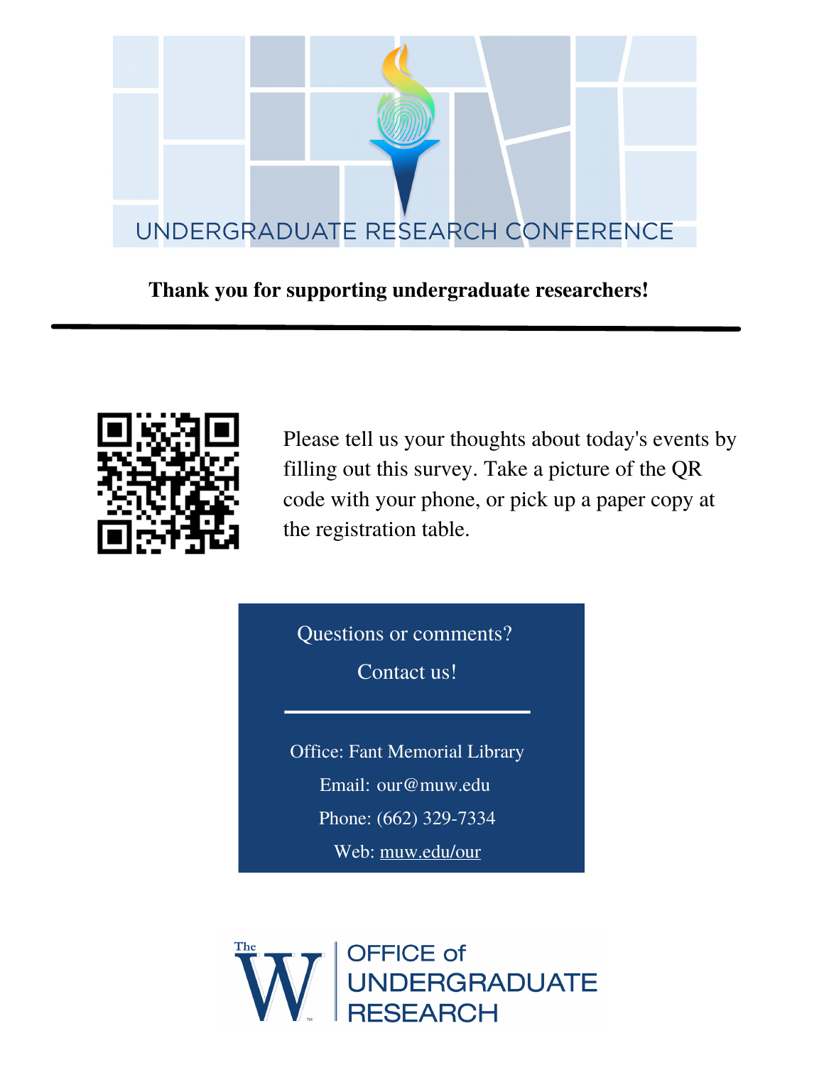UNDERGRADUATE RESEARCH CONFERENCE

**Thank you for supporting undergraduate researchers!**

---

Please tell us your thoughts about today's events by filling out this survey. Take a picture of the QR code with your phone, or pick up a paper copy at the registration table.

Questions or comments?

Contact us!

Office: Fant Memorial Library

Email: our@muw.edu

Phone: (662) 329-7334

Web: muw.edu/our

The W | OFFICE of UNDERGRADUATE RESEARCH